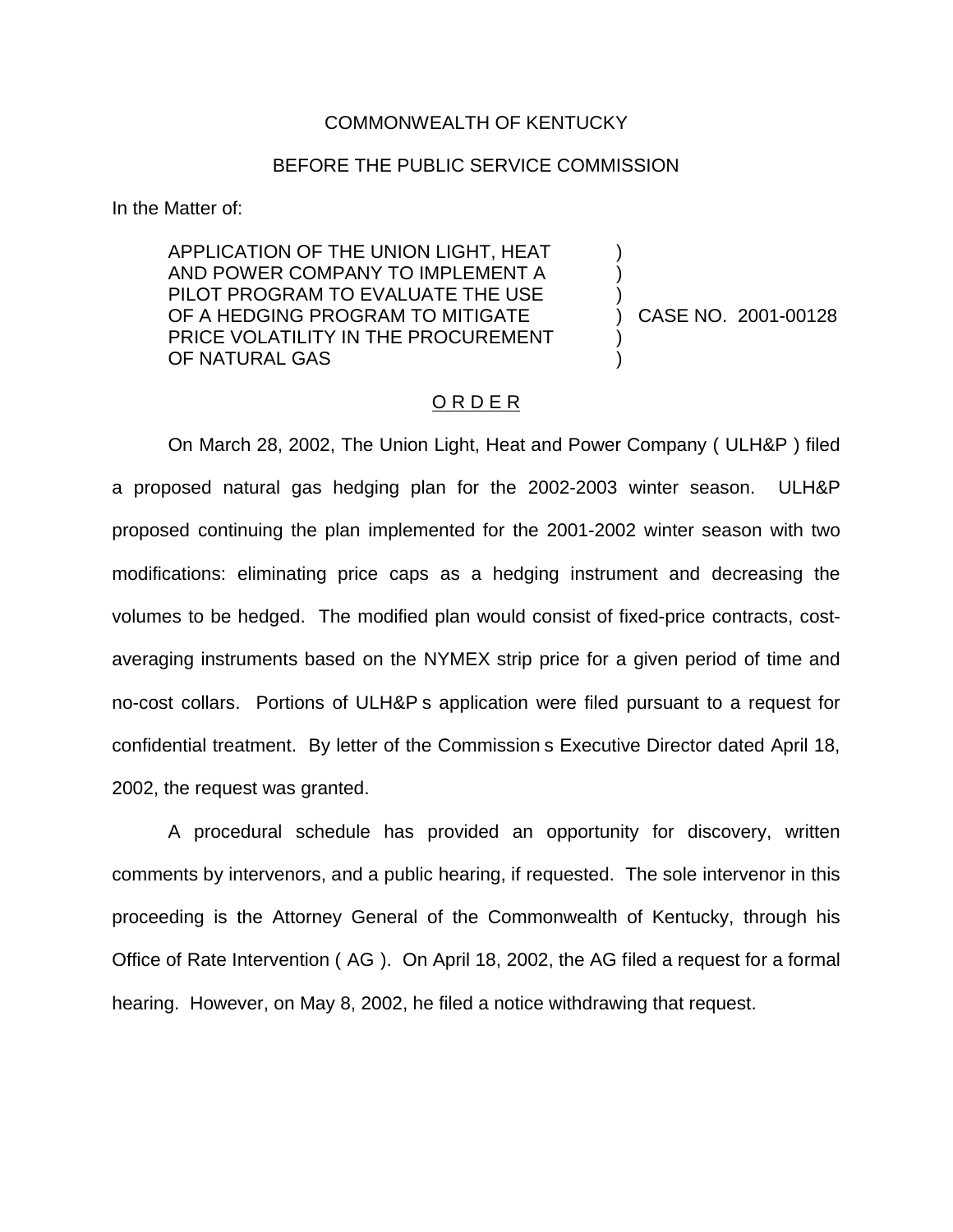COMMONWEALTH OF KENTUCKY

BEFORE THE PUBLIC SERVICE COMMISSION

In the Matter of:

| | | |
|---|---|---|
| APPLICATION OF THE UNION LIGHT, HEAT AND POWER COMPANY TO IMPLEMENT A PILOT PROGRAM TO EVALUATE THE USE OF A HEDGING PROGRAM TO MITIGATE PRICE VOLATILITY IN THE PROCUREMENT OF NATURAL GAS | ) | CASE NO. 2001-00128 |

## O R D E R

On March 28, 2002, The Union Light, Heat and Power Company ( ULH&P ) filed a proposed natural gas hedging plan for the 2002-2003 winter season. ULH&P proposed continuing the plan implemented for the 2001-2002 winter season with two modifications: eliminating price caps as a hedging instrument and decreasing the volumes to be hedged. The modified plan would consist of fixed-price contracts, cost-averaging instruments based on the NYMEX strip price for a given period of time and no-cost collars. Portions of ULH&P s application were filed pursuant to a request for confidential treatment. By letter of the Commission s Executive Director dated April 18, 2002, the request was granted.

A procedural schedule has provided an opportunity for discovery, written comments by intervenors, and a public hearing, if requested. The sole intervenor in this proceeding is the Attorney General of the Commonwealth of Kentucky, through his Office of Rate Intervention ( AG ). On April 18, 2002, the AG filed a request for a formal hearing. However, on May 8, 2002, he filed a notice withdrawing that request.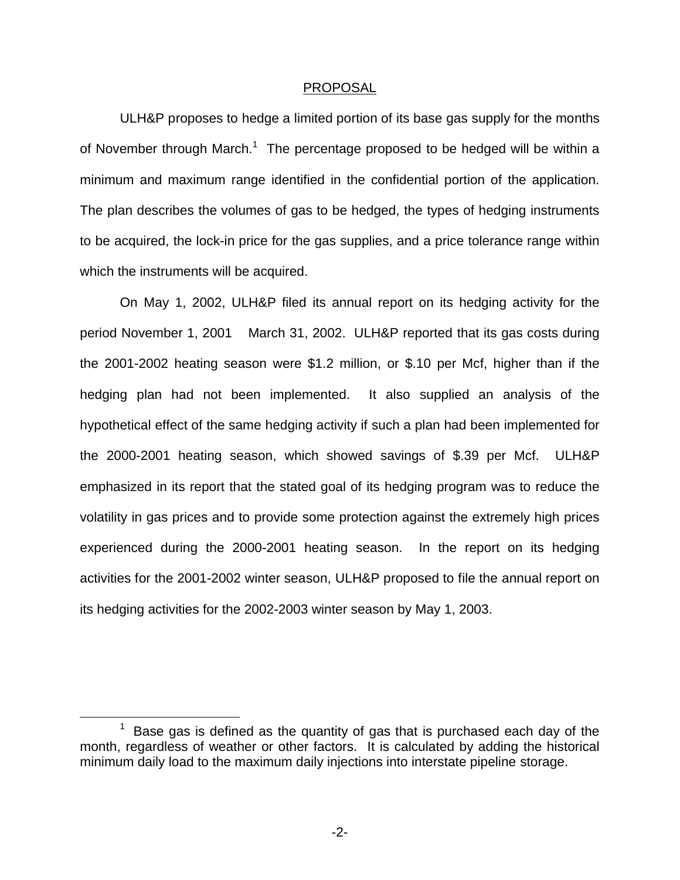## PROPOSAL

ULH&P proposes to hedge a limited portion of its base gas supply for the months of November through March.[1] The percentage proposed to be hedged will be within a minimum and maximum range identified in the confidential portion of the application. The plan describes the volumes of gas to be hedged, the types of hedging instruments to be acquired, the lock-in price for the gas supplies, and a price tolerance range within which the instruments will be acquired.

On May 1, 2002, ULH&P filed its annual report on its hedging activity for the period November 1, 2001 March 31, 2002. ULH&P reported that its gas costs during the 2001-2002 heating season were $1.2 million, or $.10 per Mcf, higher than if the hedging plan had not been implemented. It also supplied an analysis of the hypothetical effect of the same hedging activity if such a plan had been implemented for the 2000-2001 heating season, which showed savings of $.39 per Mcf. ULH&P emphasized in its report that the stated goal of its hedging program was to reduce the volatility in gas prices and to provide some protection against the extremely high prices experienced during the 2000-2001 heating season. In the report on its hedging activities for the 2001-2002 winter season, ULH&P proposed to file the annual report on its hedging activities for the 2002-2003 winter season by May 1, 2003.

[1] Base gas is defined as the quantity of gas that is purchased each day of the month, regardless of weather or other factors. It is calculated by adding the historical minimum daily load to the maximum daily injections into interstate pipeline storage.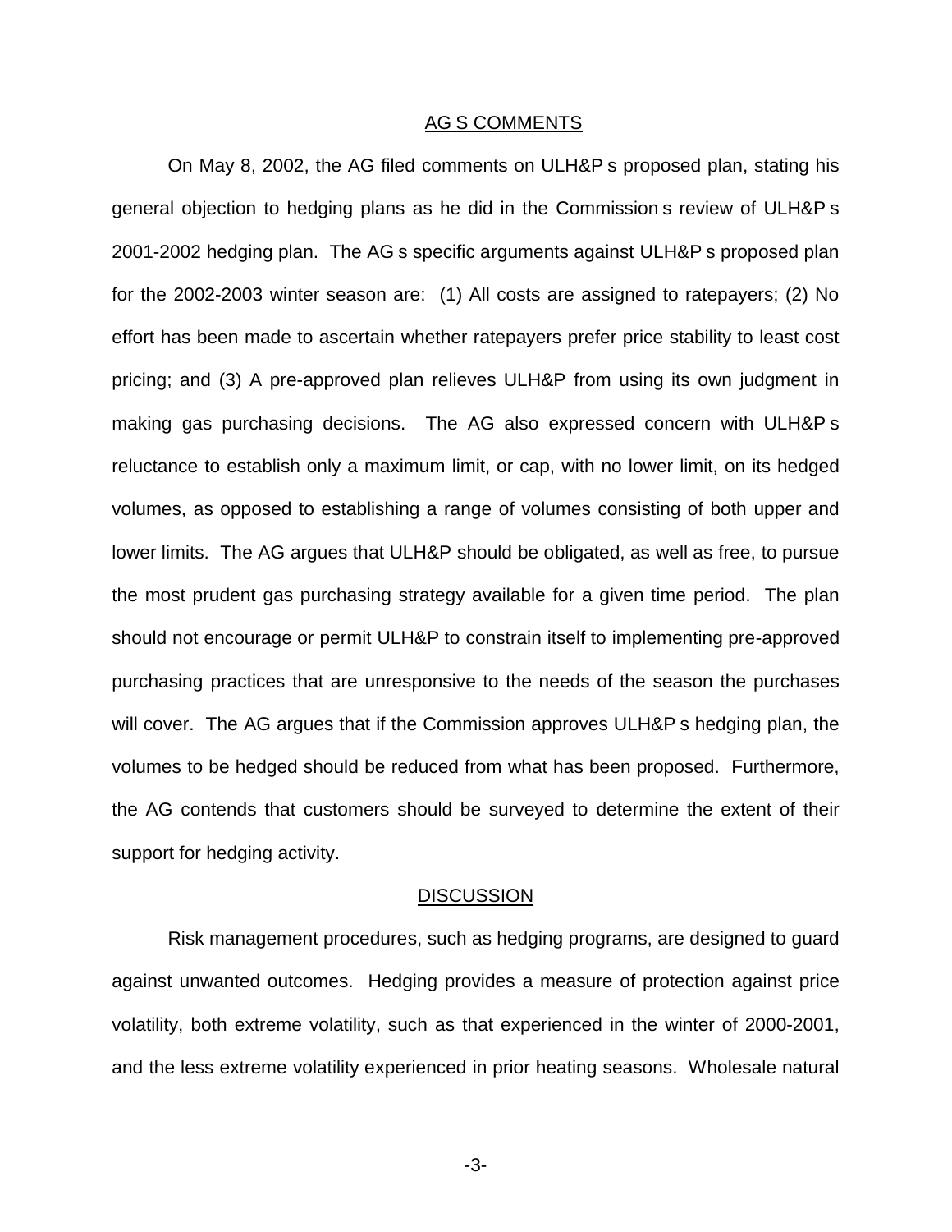## AG S COMMENTS

On May 8, 2002, the AG filed comments on ULH&P s proposed plan, stating his general objection to hedging plans as he did in the Commission s review of ULH&P s 2001-2002 hedging plan. The AG s specific arguments against ULH&P s proposed plan for the 2002-2003 winter season are: (1) All costs are assigned to ratepayers; (2) No effort has been made to ascertain whether ratepayers prefer price stability to least cost pricing; and (3) A pre-approved plan relieves ULH&P from using its own judgment in making gas purchasing decisions. The AG also expressed concern with ULH&P s reluctance to establish only a maximum limit, or cap, with no lower limit, on its hedged volumes, as opposed to establishing a range of volumes consisting of both upper and lower limits. The AG argues that ULH&P should be obligated, as well as free, to pursue the most prudent gas purchasing strategy available for a given time period. The plan should not encourage or permit ULH&P to constrain itself to implementing pre-approved purchasing practices that are unresponsive to the needs of the season the purchases will cover. The AG argues that if the Commission approves ULH&P s hedging plan, the volumes to be hedged should be reduced from what has been proposed. Furthermore, the AG contends that customers should be surveyed to determine the extent of their support for hedging activity.

## DISCUSSION

Risk management procedures, such as hedging programs, are designed to guard against unwanted outcomes. Hedging provides a measure of protection against price volatility, both extreme volatility, such as that experienced in the winter of 2000-2001, and the less extreme volatility experienced in prior heating seasons. Wholesale natural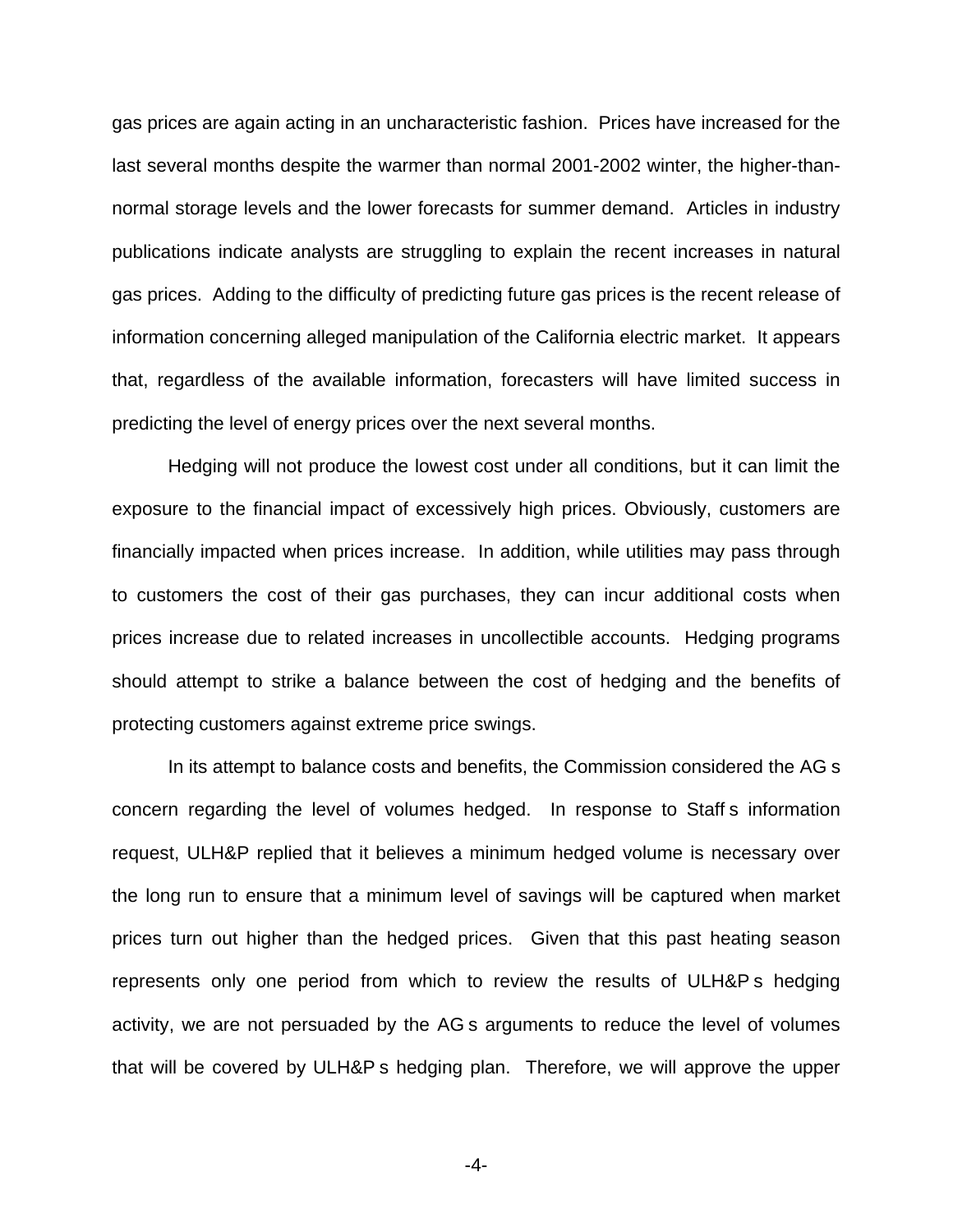gas prices are again acting in an uncharacteristic fashion. Prices have increased for the last several months despite the warmer than normal 2001-2002 winter, the higher-than-normal storage levels and the lower forecasts for summer demand. Articles in industry publications indicate analysts are struggling to explain the recent increases in natural gas prices. Adding to the difficulty of predicting future gas prices is the recent release of information concerning alleged manipulation of the California electric market. It appears that, regardless of the available information, forecasters will have limited success in predicting the level of energy prices over the next several months.

Hedging will not produce the lowest cost under all conditions, but it can limit the exposure to the financial impact of excessively high prices. Obviously, customers are financially impacted when prices increase. In addition, while utilities may pass through to customers the cost of their gas purchases, they can incur additional costs when prices increase due to related increases in uncollectible accounts. Hedging programs should attempt to strike a balance between the cost of hedging and the benefits of protecting customers against extreme price swings.

In its attempt to balance costs and benefits, the Commission considered the AG s concern regarding the level of volumes hedged. In response to Staff s information request, ULH&P replied that it believes a minimum hedged volume is necessary over the long run to ensure that a minimum level of savings will be captured when market prices turn out higher than the hedged prices. Given that this past heating season represents only one period from which to review the results of ULH&P s hedging activity, we are not persuaded by the AG s arguments to reduce the level of volumes that will be covered by ULH&P s hedging plan. Therefore, we will approve the upper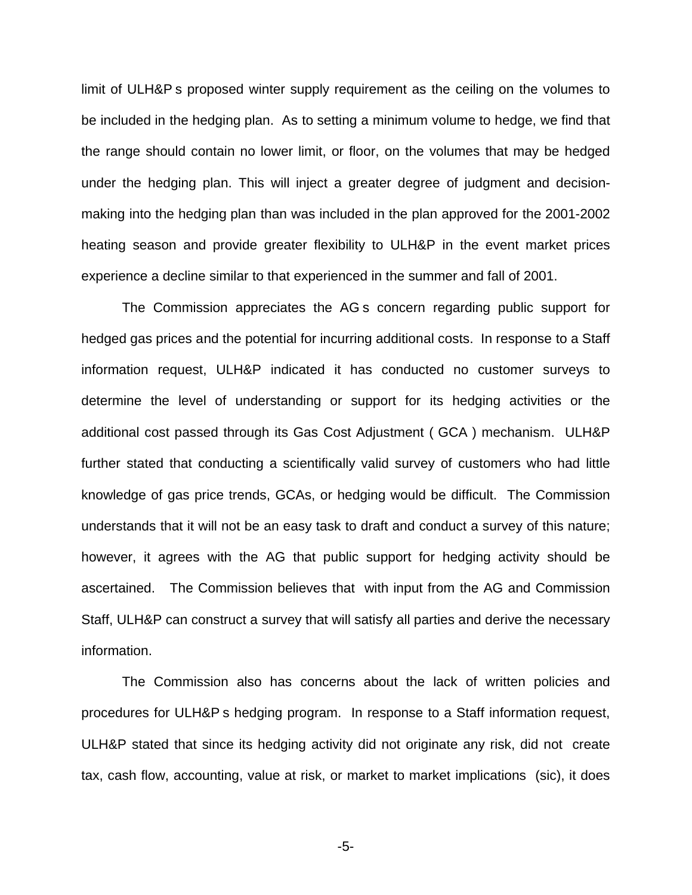limit of ULH&P s proposed winter supply requirement as the ceiling on the volumes to be included in the hedging plan. As to setting a minimum volume to hedge, we find that the range should contain no lower limit, or floor, on the volumes that may be hedged under the hedging plan. This will inject a greater degree of judgment and decision-making into the hedging plan than was included in the plan approved for the 2001-2002 heating season and provide greater flexibility to ULH&P in the event market prices experience a decline similar to that experienced in the summer and fall of 2001.

The Commission appreciates the AG s concern regarding public support for hedged gas prices and the potential for incurring additional costs. In response to a Staff information request, ULH&P indicated it has conducted no customer surveys to determine the level of understanding or support for its hedging activities or the additional cost passed through its Gas Cost Adjustment ( GCA ) mechanism. ULH&P further stated that conducting a scientifically valid survey of customers who had little knowledge of gas price trends, GCAs, or hedging would be difficult. The Commission understands that it will not be an easy task to draft and conduct a survey of this nature; however, it agrees with the AG that public support for hedging activity should be ascertained. The Commission believes that with input from the AG and Commission Staff, ULH&P can construct a survey that will satisfy all parties and derive the necessary information.

The Commission also has concerns about the lack of written policies and procedures for ULH&P s hedging program. In response to a Staff information request, ULH&P stated that since its hedging activity did not originate any risk, did not create tax, cash flow, accounting, value at risk, or market to market implications (sic), it does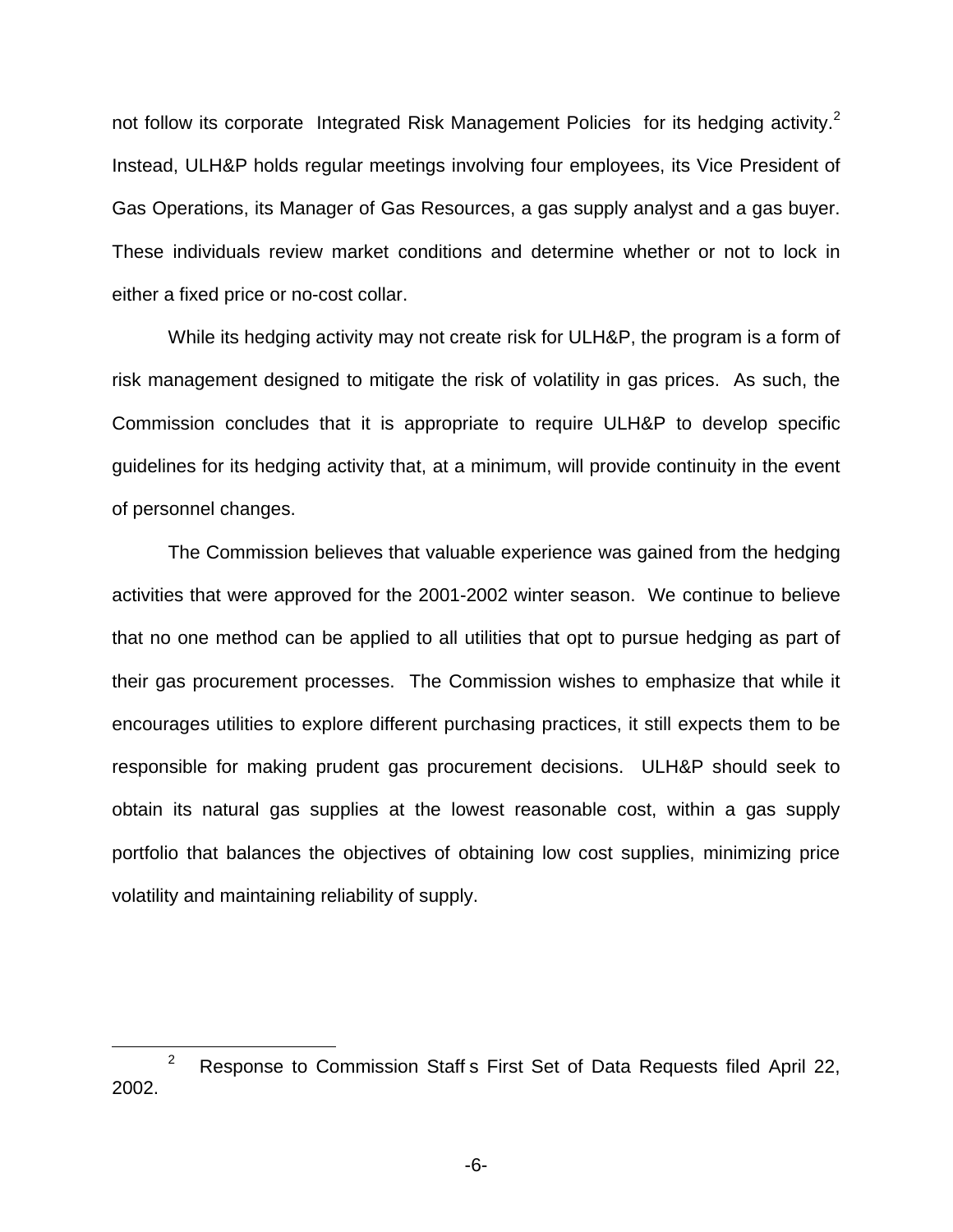not follow its corporate Integrated Risk Management Policies for its hedging activity.[2] Instead, ULH&P holds regular meetings involving four employees, its Vice President of Gas Operations, its Manager of Gas Resources, a gas supply analyst and a gas buyer. These individuals review market conditions and determine whether or not to lock in either a fixed price or no-cost collar.

While its hedging activity may not create risk for ULH&P, the program is a form of risk management designed to mitigate the risk of volatility in gas prices. As such, the Commission concludes that it is appropriate to require ULH&P to develop specific guidelines for its hedging activity that, at a minimum, will provide continuity in the event of personnel changes.

The Commission believes that valuable experience was gained from the hedging activities that were approved for the 2001-2002 winter season. We continue to believe that no one method can be applied to all utilities that opt to pursue hedging as part of their gas procurement processes. The Commission wishes to emphasize that while it encourages utilities to explore different purchasing practices, it still expects them to be responsible for making prudent gas procurement decisions. ULH&P should seek to obtain its natural gas supplies at the lowest reasonable cost, within a gas supply portfolio that balances the objectives of obtaining low cost supplies, minimizing price volatility and maintaining reliability of supply.

---

[2] Response to Commission Staff s First Set of Data Requests filed April 22, 2002.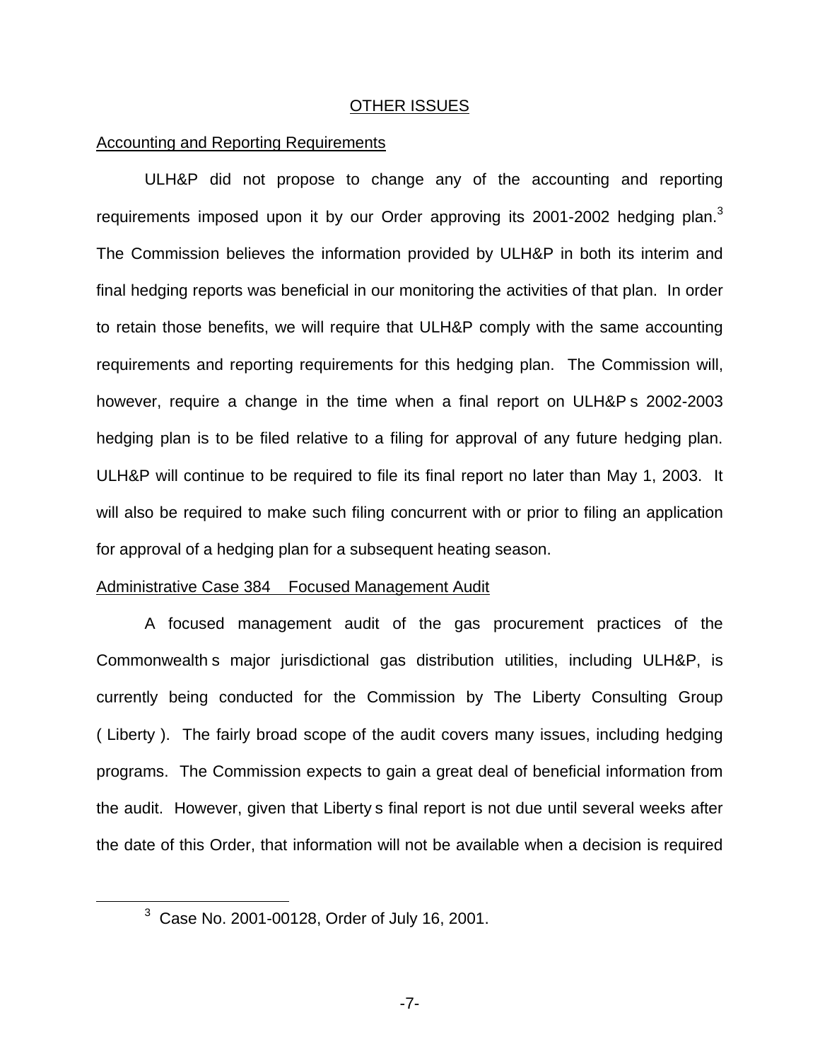## OTHER ISSUES

### Accounting and Reporting Requirements

ULH&P did not propose to change any of the accounting and reporting requirements imposed upon it by our Order approving its 2001-2002 hedging plan.[3] The Commission believes the information provided by ULH&P in both its interim and final hedging reports was beneficial in our monitoring the activities of that plan. In order to retain those benefits, we will require that ULH&P comply with the same accounting requirements and reporting requirements for this hedging plan. The Commission will, however, require a change in the time when a final report on ULH&P s 2002-2003 hedging plan is to be filed relative to a filing for approval of any future hedging plan. ULH&P will continue to be required to file its final report no later than May 1, 2003. It will also be required to make such filing concurrent with or prior to filing an application for approval of a hedging plan for a subsequent heating season.

### Administrative Case 384 Focused Management Audit

A focused management audit of the gas procurement practices of the Commonwealth s major jurisdictional gas distribution utilities, including ULH&P, is currently being conducted for the Commission by The Liberty Consulting Group ( Liberty ). The fairly broad scope of the audit covers many issues, including hedging programs. The Commission expects to gain a great deal of beneficial information from the audit. However, given that Liberty s final report is not due until several weeks after the date of this Order, that information will not be available when a decision is required

[3] Case No. 2001-00128, Order of July 16, 2001.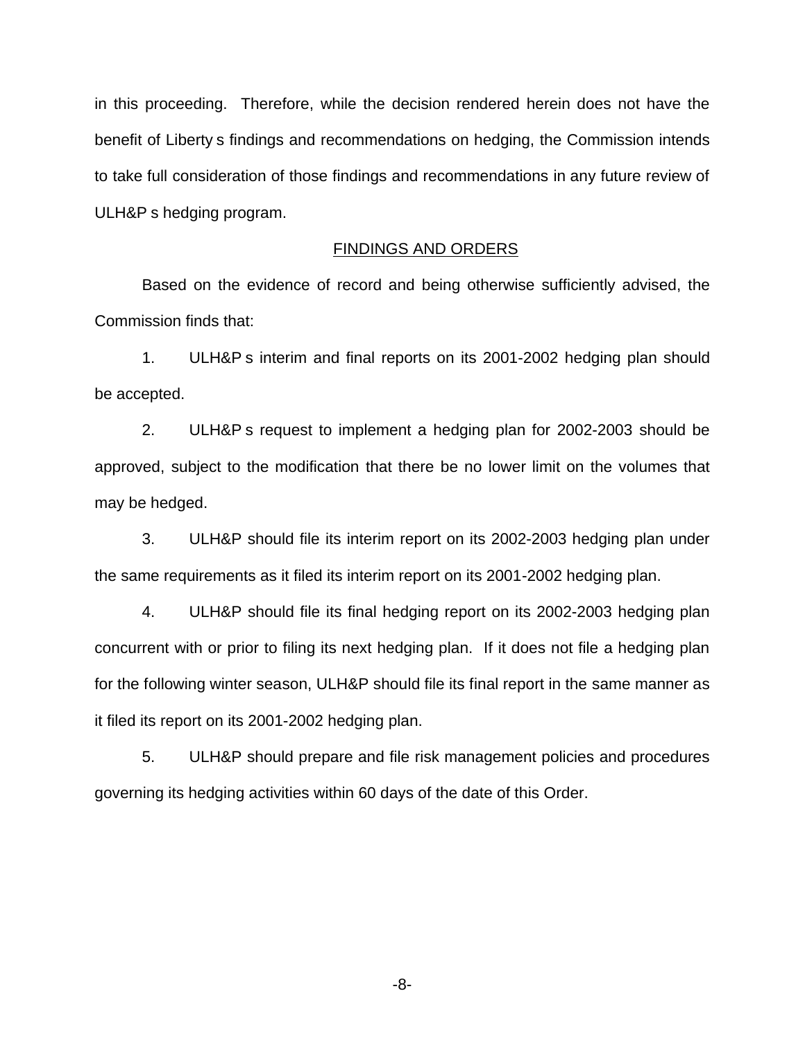in this proceeding. Therefore, while the decision rendered herein does not have the benefit of Liberty s findings and recommendations on hedging, the Commission intends to take full consideration of those findings and recommendations in any future review of ULH&P s hedging program.

## FINDINGS AND ORDERS

Based on the evidence of record and being otherwise sufficiently advised, the Commission finds that:

1. ULH&P s interim and final reports on its 2001-2002 hedging plan should be accepted.

2. ULH&P s request to implement a hedging plan for 2002-2003 should be approved, subject to the modification that there be no lower limit on the volumes that may be hedged.

3. ULH&P should file its interim report on its 2002-2003 hedging plan under the same requirements as it filed its interim report on its 2001-2002 hedging plan.

4. ULH&P should file its final hedging report on its 2002-2003 hedging plan concurrent with or prior to filing its next hedging plan. If it does not file a hedging plan for the following winter season, ULH&P should file its final report in the same manner as it filed its report on its 2001-2002 hedging plan.

5. ULH&P should prepare and file risk management policies and procedures governing its hedging activities within 60 days of the date of this Order.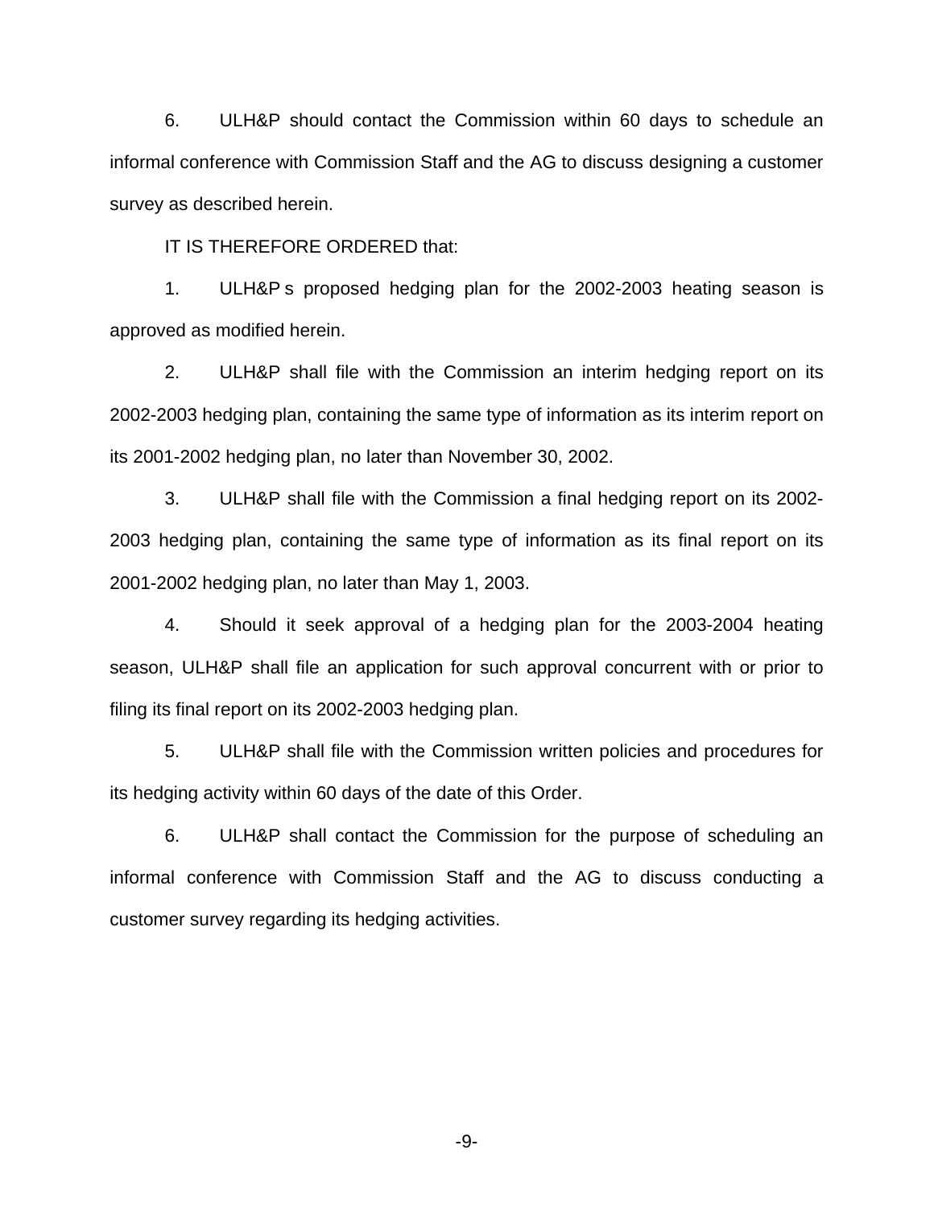6. ULH&P should contact the Commission within 60 days to schedule an informal conference with Commission Staff and the AG to discuss designing a customer survey as described herein.

IT IS THEREFORE ORDERED that:

1. ULH&P s proposed hedging plan for the 2002-2003 heating season is approved as modified herein.

2. ULH&P shall file with the Commission an interim hedging report on its 2002-2003 hedging plan, containing the same type of information as its interim report on its 2001-2002 hedging plan, no later than November 30, 2002.

3. ULH&P shall file with the Commission a final hedging report on its 2002-2003 hedging plan, containing the same type of information as its final report on its 2001-2002 hedging plan, no later than May 1, 2003.

4. Should it seek approval of a hedging plan for the 2003-2004 heating season, ULH&P shall file an application for such approval concurrent with or prior to filing its final report on its 2002-2003 hedging plan.

5. ULH&P shall file with the Commission written policies and procedures for its hedging activity within 60 days of the date of this Order.

6. ULH&P shall contact the Commission for the purpose of scheduling an informal conference with Commission Staff and the AG to discuss conducting a customer survey regarding its hedging activities.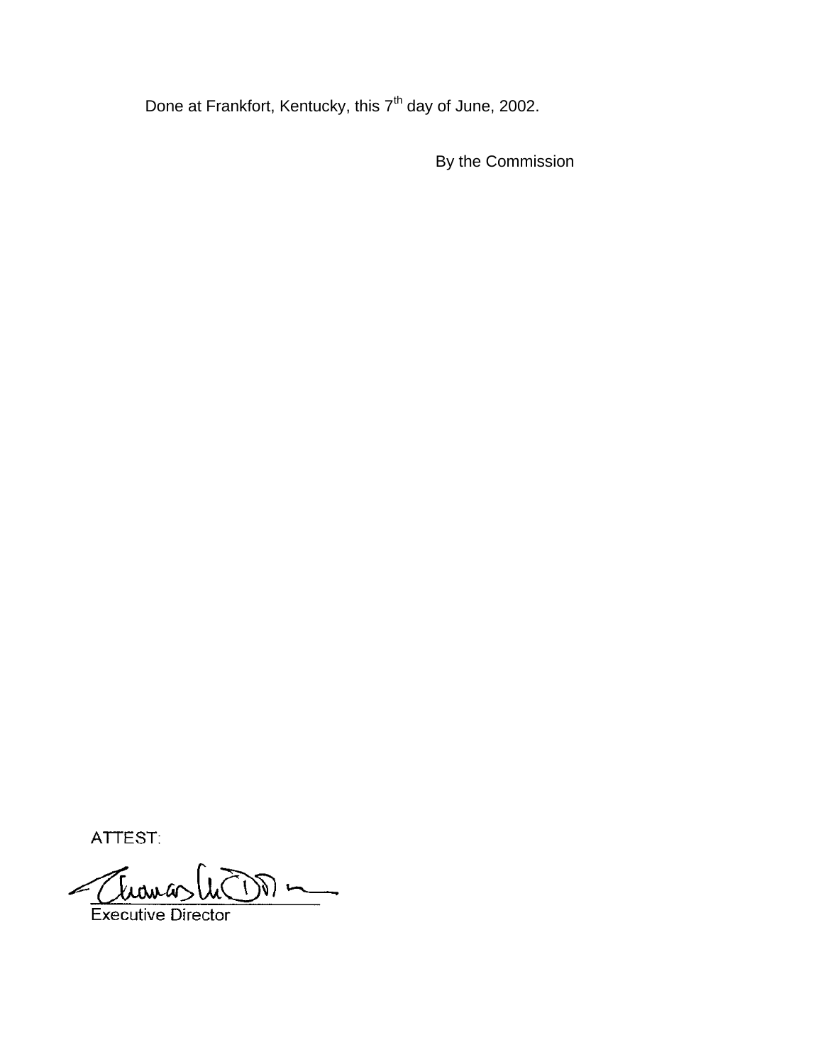Done at Frankfort, Kentucky, this 7th day of June, 2002.

By the Commission

ATTEST:

Executive Director